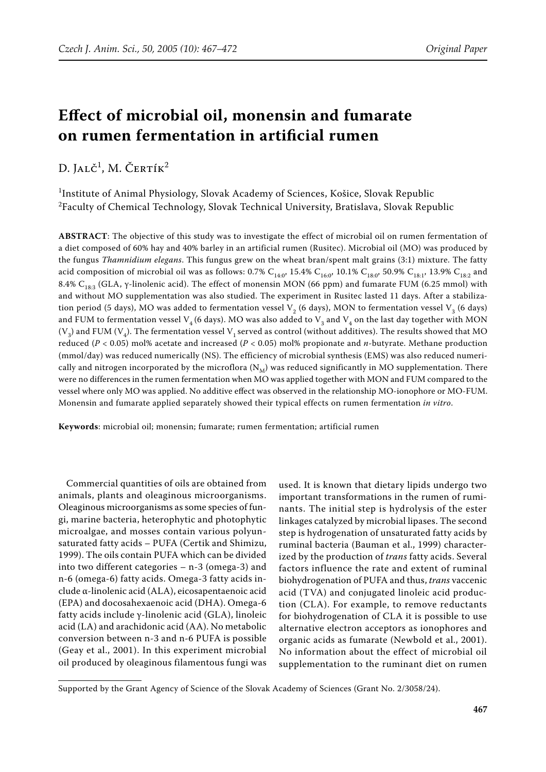# Effect of microbial oil, monensin and fumarate on rumen fermentation in artificial rumen

D. Jalč[1], M. Čertík[2]

[1]Institute of Animal Physiology, Slovak Academy of Sciences, Košice, Slovak Republic
[2]Faculty of Chemical Technology, Slovak Technical University, Bratislava, Slovak Republic

**ABSTRACT**: The objective of this study was to investigate the effect of microbial oil on rumen fermentation of a diet composed of 60% hay and 40% barley in an artificial rumen (Rusitec). Microbial oil (MO) was produced by the fungus *Thamnidium elegans*. This fungus grew on the wheat bran/spent malt grains (3:1) mixture. The fatty acid composition of microbial oil was as follows: 0.7% $C_{14:0}$, 15.4% $C_{16:0}$, 10.1% $C_{18:0}$, 50.9% $C_{18:1}$, 13.9% $C_{18:2}$ and 8.4% $C_{18:3}$ (GLA, γ-linolenic acid). The effect of monensin MON (66 ppm) and fumarate FUM (6.25 mmol) with and without MO supplementation was also studied. The experiment in Rusitec lasted 11 days. After a stabilization period (5 days), MO was added to fermentation vessel $V_2$ (6 days), MON to fermentation vessel $V_3$ (6 days) and FUM to fermentation vessel $V_4$ (6 days). MO was also added to $V_3$ and $V_4$ on the last day together with MON ($V_3$) and FUM ($V_4$). The fermentation vessel $V_1$ served as control (without additives). The results showed that MO reduced ($P < 0.05$) mol% acetate and increased ($P < 0.05$) mol% propionate and *n*-butyrate. Methane production (mmol/day) was reduced numerically (NS). The efficiency of microbial synthesis (EMS) was also reduced numerically and nitrogen incorporated by the microflora ($N_M$) was reduced significantly in MO supplementation. There were no differences in the rumen fermentation when MO was applied together with MON and FUM compared to the vessel where only MO was applied. No additive effect was observed in the relationship MO-ionophore or MO-FUM. Monensin and fumarate applied separately showed their typical effects on rumen fermentation *in vitro*.

**Keywords**: microbial oil; monensin; fumarate; rumen fermentation; artificial rumen

Commercial quantities of oils are obtained from animals, plants and oleaginous microorganisms. Oleaginous microorganisms as some species of fungi, marine bacteria, heterophytic and photophytic microalgae, and mosses contain various polyunsaturated fatty acids – PUFA (Certik and Shimizu, 1999). The oils contain PUFA which can be divided into two different categories – n-3 (omega-3) and n-6 (omega-6) fatty acids. Omega-3 fatty acids include α-linolenic acid (ALA), eicosapentaenoic acid (EPA) and docosahexaenoic acid (DHA). Omega-6 fatty acids include γ-linolenic acid (GLA), linoleic acid (LA) and arachidonic acid (AA). No metabolic conversion between n-3 and n-6 PUFA is possible (Geay et al., 2001). In this experiment microbial oil produced by oleaginous filamentous fungi was used. It is known that dietary lipids undergo two important transformations in the rumen of ruminants. The initial step is hydrolysis of the ester linkages catalyzed by microbial lipases. The second step is hydrogenation of unsaturated fatty acids by ruminal bacteria (Bauman et al., 1999) characterized by the production of *trans* fatty acids. Several factors influence the rate and extent of ruminal biohydrogenation of PUFA and thus, *trans* vaccenic acid (TVA) and conjugated linoleic acid production (CLA). For example, to remove reductants for biohydrogenation of CLA it is possible to use alternative electron acceptors as ionophores and organic acids as fumarate (Newbold et al., 2001). No information about the effect of microbial oil supplementation to the ruminant diet on rumen

Supported by the Grant Agency of Science of the Slovak Academy of Sciences (Grant No. 2/3058/24).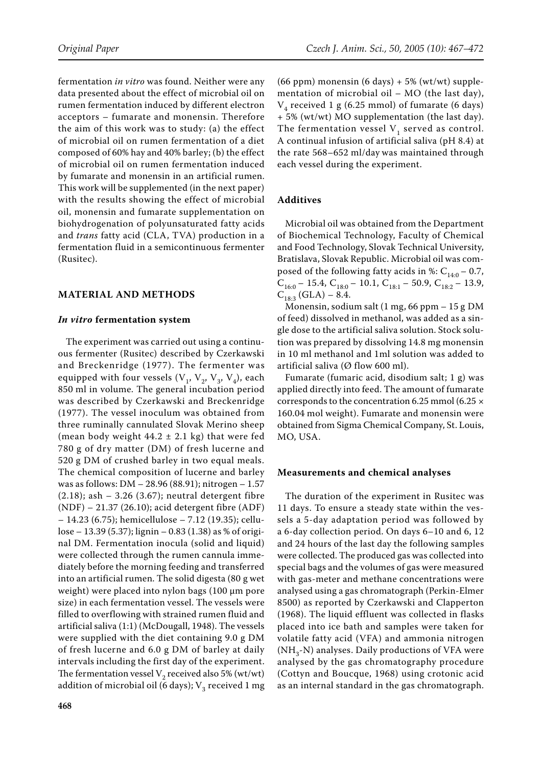fermentation *in vitro* was found. Neither were any data presented about the effect of microbial oil on rumen fermentation induced by different electron acceptors – fumarate and monensin. Therefore the aim of this work was to study: (a) the effect of microbial oil on rumen fermentation of a diet composed of 60% hay and 40% barley; (b) the effect of microbial oil on rumen fermentation induced by fumarate and monensin in an artificial rumen. This work will be supplemented (in the next paper) with the results showing the effect of microbial oil, monensin and fumarate supplementation on biohydrogenation of polyunsaturated fatty acids and *trans* fatty acid (CLA, TVA) production in a fermentation fluid in a semicontinuous fermenter (Rusitec).

## MATERIAL AND METHODS

### *In vitro* fermentation system

The experiment was carried out using a continuous fermenter (Rusitec) described by Czerkawski and Breckenridge (1977). The fermenter was equipped with four vessels ($V_1$, $V_2$, $V_3$, $V_4$), each 850 ml in volume. The general incubation period was described by Czerkawski and Breckenridge (1977). The vessel inoculum was obtained from three ruminally cannulated Slovak Merino sheep (mean body weight 44.2 ± 2.1 kg) that were fed 780 g of dry matter (DM) of fresh lucerne and 520 g DM of crushed barley in two equal meals. The chemical composition of lucerne and barley was as follows: DM – 28.96 (88.91); nitrogen – 1.57 (2.18); ash – 3.26 (3.67); neutral detergent fibre (NDF) – 21.37 (26.10); acid detergent fibre (ADF) – 14.23 (6.75); hemicellulose – 7.12 (19.35); cellulose – 13.39 (5.37); lignin – 0.83 (1.38) as % of original DM. Fermentation inocula (solid and liquid) were collected through the rumen cannula immediately before the morning feeding and transferred into an artificial rumen. The solid digesta (80 g wet weight) were placed into nylon bags (100 µm pore size) in each fermentation vessel. The vessels were filled to overflowing with strained rumen fluid and artificial saliva (1:1) (McDougall, 1948). The vessels were supplied with the diet containing 9.0 g DM of fresh lucerne and 6.0 g DM of barley at daily intervals including the first day of the experiment. The fermentation vessel $V_2$ received also 5% (wt/wt) addition of microbial oil (6 days); $V_3$ received 1 mg (66 ppm) monensin (6 days) + 5% (wt/wt) supplementation of microbial oil – MO (the last day), $V_4$ received 1 g (6.25 mmol) of fumarate (6 days) + 5% (wt/wt) MO supplementation (the last day). The fermentation vessel $V_1$ served as control. A continual infusion of artificial saliva (pH 8.4) at the rate 568–652 ml/day was maintained through each vessel during the experiment.

### Additives

Microbial oil was obtained from the Department of Biochemical Technology, Faculty of Chemical and Food Technology, Slovak Technical University, Bratislava, Slovak Republic. Microbial oil was composed of the following fatty acids in %: $C_{14:0}$ – 0.7, $C_{16:0}$ – 15.4, $C_{18:0}$ – 10.1, $C_{18:1}$ – 50.9, $C_{18:2}$ – 13.9, $C_{18:3}$ (GLA) – 8.4.

Monensin, sodium salt (1 mg, 66 ppm – 15 g DM of feed) dissolved in methanol, was added as a single dose to the artificial saliva solution. Stock solution was prepared by dissolving 14.8 mg monensin in 10 ml methanol and 1ml solution was added to artificial saliva (Ø flow 600 ml).

Fumarate (fumaric acid, disodium salt; 1 g) was applied directly into feed. The amount of fumarate corresponds to the concentration 6.25 mmol (6.25 × 160.04 mol weight). Fumarate and monensin were obtained from Sigma Chemical Company, St. Louis, MO, USA.

### Measurements and chemical analyses

The duration of the experiment in Rusitec was 11 days. To ensure a steady state within the vessels a 5-day adaptation period was followed by a 6-day collection period. On days 6–10 and 6, 12 and 24 hours of the last day the following samples were collected. The produced gas was collected into special bags and the volumes of gas were measured with gas-meter and methane concentrations were analysed using a gas chromatograph (Perkin-Elmer 8500) as reported by Czerkawski and Clapperton (1968). The liquid effluent was collected in flasks placed into ice bath and samples were taken for volatile fatty acid (VFA) and ammonia nitrogen ($NH_3$-N) analyses. Daily productions of VFA were analysed by the gas chromatography procedure (Cottyn and Boucque, 1968) using crotonic acid as an internal standard in the gas chromatograph.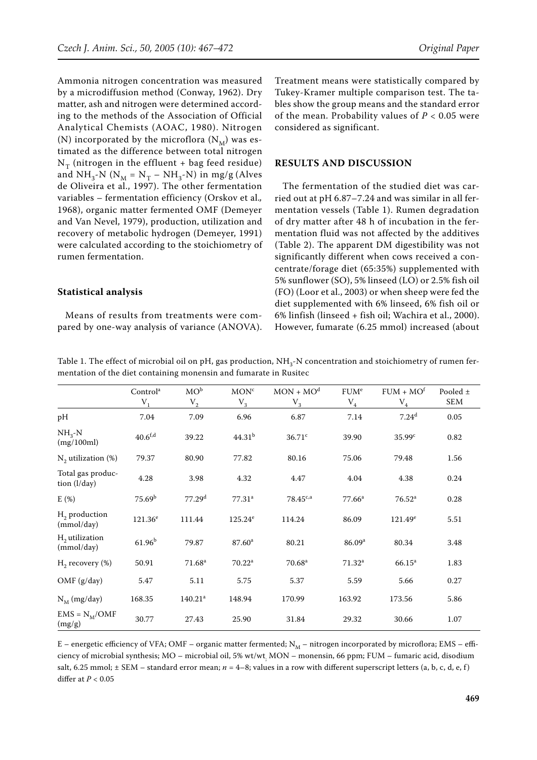Ammonia nitrogen concentration was measured by a microdiffusion method (Conway, 1962). Dry matter, ash and nitrogen were determined according to the methods of the Association of Official Analytical Chemists (AOAC, 1980). Nitrogen (N) incorporated by the microflora ($N_M$) was estimated as the difference between total nitrogen $N_T$ (nitrogen in the effluent + bag feed residue) and $NH_3$-N ($N_M = N_T - NH_3\text{-}N$) in mg/g (Alves de Oliveira et al., 1997). The other fermentation variables – fermentation efficiency (Orskov et al., 1968), organic matter fermented OMF (Demeyer and Van Nevel, 1979), production, utilization and recovery of metabolic hydrogen (Demeyer, 1991) were calculated according to the stoichiometry of rumen fermentation.

### Statistical analysis

Means of results from treatments were compared by one-way analysis of variance (ANOVA). Treatment means were statistically compared by Tukey-Kramer multiple comparison test. The tables show the group means and the standard error of the mean. Probability values of $P < 0.05$ were considered as significant.

## RESULTS AND DISCUSSION

The fermentation of the studied diet was carried out at pH 6.87–7.24 and was similar in all fermentation vessels (Table 1). Rumen degradation of dry matter after 48 h of incubation in the fermentation fluid was not affected by the additives (Table 2). The apparent DM digestibility was not significantly different when cows received a concentrate/forage diet (65:35%) supplemented with 5% sunflower (SO), 5% linseed (LO) or 2.5% fish oil (FO) (Loor et al., 2003) or when sheep were fed the diet supplemented with 6% linseed, 6% fish oil or 6% linfish (linseed + fish oil; Wachira et al., 2000). However, fumarate (6.25 mmol) increased (about

Table 1. The effect of microbial oil on pH, gas production, $NH_3$-N concentration and stoichiometry of rumen fermentation of the diet containing monensin and fumarate in Rusitec

| | Control[a] $V_1$ | MO[b] $V_2$ | MON[c] $V_3$ | MON + MO[d] $V_3$ | FUM[e] $V_4$ | FUM + MO[f] $V_4$ | Pooled ± SEM |
|---|---|---|---|---|---|---|---|
| pH | 7.04 | 7.09 | 6.96 | 6.87 | 7.14 | 7.24[d] | 0.05 |
| $NH_3$-N (mg/100ml) | 40.6[f,d] | 39.22 | 44.31[b] | 36.71[c] | 39.90 | 35.99[c] | 0.82 |
| $N_2$ utilization (%) | 79.37 | 80.90 | 77.82 | 80.16 | 75.06 | 79.48 | 1.56 |
| Total gas production (l/day) | 4.28 | 3.98 | 4.32 | 4.47 | 4.04 | 4.38 | 0.24 |
| E (%) | 75.69[b] | 77.29[d] | 77.31[a] | 78.45[c,a] | 77.66[a] | 76.52[a] | 0.28 |
| $H_2$ production (mmol/day) | 121.36[e] | 111.44 | 125.24[e] | 114.24 | 86.09 | 121.49[e] | 5.51 |
| $H_2$ utilization (mmol/day) | 61.96[b] | 79.87 | 87.60[a] | 80.21 | 86.09[a] | 80.34 | 3.48 |
| $H_2$ recovery (%) | 50.91 | 71.68[a] | 70.22[a] | 70.68[a] | 71.32[a] | 66.15[a] | 1.83 |
| OMF (g/day) | 5.47 | 5.11 | 5.75 | 5.37 | 5.59 | 5.66 | 0.27 |
| $N_M$ (mg/day) | 168.35 | 140.21[a] | 148.94 | 170.99 | 163.92 | 173.56 | 5.86 |
| EMS = $N_M$/OMF (mg/g) | 30.77 | 27.43 | 25.90 | 31.84 | 29.32 | 30.66 | 1.07 |

E – energetic efficiency of VFA; OMF – organic matter fermented; $N_M$ – nitrogen incorporated by microflora; EMS – efficiency of microbial synthesis; MO – microbial oil, 5% wt/wt, MON – monensin, 66 ppm; FUM – fumaric acid, disodium salt, 6.25 mmol; ± SEM – standard error mean; $n$ = 4–8; values in a row with different superscript letters (a, b, c, d, e, f) differ at $P < 0.05$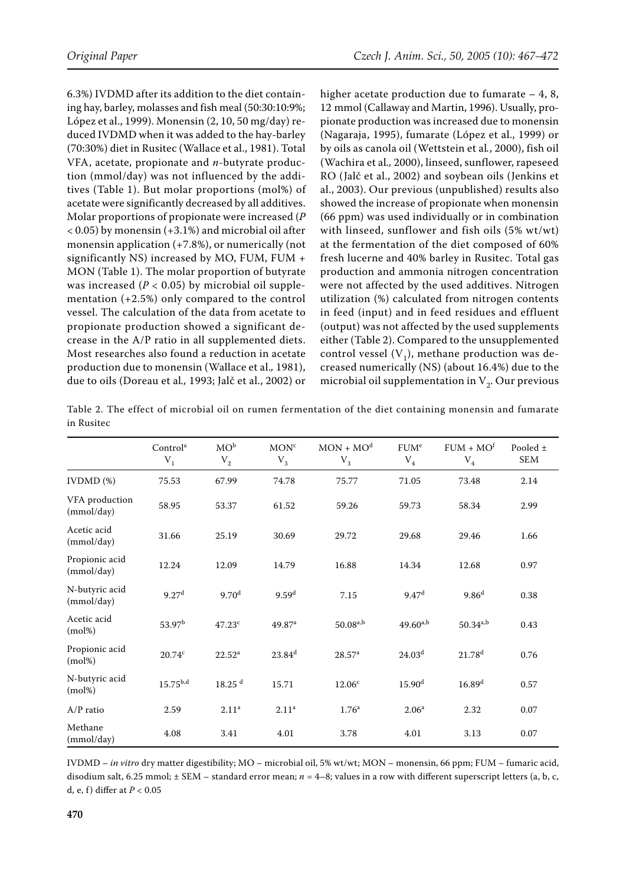6.3%) IVDMD after its addition to the diet containing hay, barley, molasses and fish meal (50:30:10:9%; López et al., 1999). Monensin (2, 10, 50 mg/day) reduced IVDMD when it was added to the hay-barley (70:30%) diet in Rusitec (Wallace et al., 1981). Total VFA, acetate, propionate and *n*-butyrate production (mmol/day) was not influenced by the additives (Table 1). But molar proportions (mol%) of acetate were significantly decreased by all additives. Molar proportions of propionate were increased ($P < 0.05$) by monensin (+3.1%) and microbial oil after monensin application (+7.8%), or numerically (not significantly NS) increased by MO, FUM, FUM + MON (Table 1). The molar proportion of butyrate was increased ($P < 0.05$) by microbial oil supplementation (+2.5%) only compared to the control vessel. The calculation of the data from acetate to propionate production showed a significant decrease in the A/P ratio in all supplemented diets. Most researches also found a reduction in acetate production due to monensin (Wallace et al., 1981), due to oils (Doreau et al., 1993; Jalč et al., 2002) or higher acetate production due to fumarate – 4, 8, 12 mmol (Callaway and Martin, 1996). Usually, propionate production was increased due to monensin (Nagaraja, 1995), fumarate (López et al., 1999) or by oils as canola oil (Wettstein et al., 2000), fish oil (Wachira et al., 2000), linseed, sunflower, rapeseed RO (Jalč et al., 2002) and soybean oils (Jenkins et al., 2003). Our previous (unpublished) results also showed the increase of propionate when monensin (66 ppm) was used individually or in combination with linseed, sunflower and fish oils (5% wt/wt) at the fermentation of the diet composed of 60% fresh lucerne and 40% barley in Rusitec. Total gas production and ammonia nitrogen concentration were not affected by the used additives. Nitrogen utilization (%) calculated from nitrogen contents in feed (input) and in feed residues and effluent (output) was not affected by the used supplements either (Table 2). Compared to the unsupplemented control vessel ($V_1$), methane production was decreased numerically (NS) (about 16.4%) due to the microbial oil supplementation in $V_2$. Our previous

Table 2. The effect of microbial oil on rumen fermentation of the diet containing monensin and fumarate in Rusitec

| | Control[a] $V_1$ | MO[b] $V_2$ | MON[c] $V_3$ | MON + MO[d] $V_3$ | FUM[e] $V_4$ | FUM + MO[f] $V_4$ | Pooled ± SEM |
|---|---|---|---|---|---|---|---|
| IVDMD (%) | 75.53 | 67.99 | 74.78 | 75.77 | 71.05 | 73.48 | 2.14 |
| VFA production (mmol/day) | 58.95 | 53.37 | 61.52 | 59.26 | 59.73 | 58.34 | 2.99 |
| Acetic acid (mmol/day) | 31.66 | 25.19 | 30.69 | 29.72 | 29.68 | 29.46 | 1.66 |
| Propionic acid (mmol/day) | 12.24 | 12.09 | 14.79 | 16.88 | 14.34 | 12.68 | 0.97 |
| N-butyric acid (mmol/day) | 9.27[d] | 9.70[d] | 9.59[d] | 7.15 | 9.47[d] | 9.86[d] | 0.38 |
| Acetic acid (mol%) | 53.97[b] | 47.23[c] | 49.87[a] | 50.08[a,b] | 49.60[a,b] | 50.34[a,b] | 0.43 |
| Propionic acid (mol%) | 20.74[c] | 22.52[a] | 23.84[d] | 28.57[a] | 24.03[d] | 21.78[d] | 0.76 |
| N-butyric acid (mol%) | 15.75[b,d] | 18.25[d] | 15.71 | 12.06[c] | 15.90[d] | 16.89[d] | 0.57 |
| A/P ratio | 2.59 | 2.11[a] | 2.11[a] | 1.76[a] | 2.06[a] | 2.32 | 0.07 |
| Methane (mmol/day) | 4.08 | 3.41 | 4.01 | 3.78 | 4.01 | 3.13 | 0.07 |

IVDMD – *in vitro* dry matter digestibility; MO – microbial oil, 5% wt/wt; MON – monensin, 66 ppm; FUM – fumaric acid, disodium salt, 6.25 mmol; ± SEM – standard error mean; $n$ = 4–8; values in a row with different superscript letters (a, b, c, d, e, f) differ at $P < 0.05$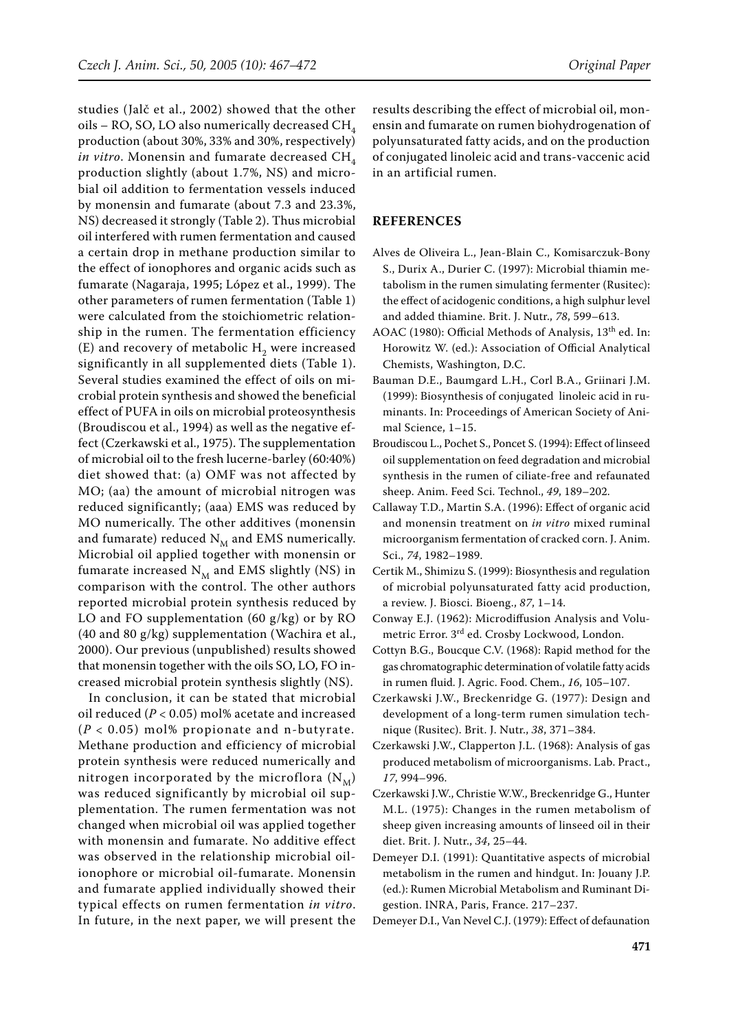studies (Jalč et al., 2002) showed that the other oils – RO, SO, LO also numerically decreased $CH_4$ production (about 30%, 33% and 30%, respectively) *in vitro*. Monensin and fumarate decreased $CH_4$ production slightly (about 1.7%, NS) and microbial oil addition to fermentation vessels induced by monensin and fumarate (about 7.3 and 23.3%, NS) decreased it strongly (Table 2). Thus microbial oil interfered with rumen fermentation and caused a certain drop in methane production similar to the effect of ionophores and organic acids such as fumarate (Nagaraja, 1995; López et al., 1999). The other parameters of rumen fermentation (Table 1) were calculated from the stoichiometric relationship in the rumen. The fermentation efficiency (E) and recovery of metabolic $H_2$ were increased significantly in all supplemented diets (Table 1). Several studies examined the effect of oils on microbial protein synthesis and showed the beneficial effect of PUFA in oils on microbial proteosynthesis (Broudiscou et al., 1994) as well as the negative effect (Czerkawski et al., 1975). The supplementation of microbial oil to the fresh lucerne-barley (60:40%) diet showed that: (a) OMF was not affected by MO; (aa) the amount of microbial nitrogen was reduced significantly; (aaa) EMS was reduced by MO numerically. The other additives (monensin and fumarate) reduced $N_M$ and EMS numerically. Microbial oil applied together with monensin or fumarate increased $N_M$ and EMS slightly (NS) in comparison with the control. The other authors reported microbial protein synthesis reduced by LO and FO supplementation (60 g/kg) or by RO (40 and 80 g/kg) supplementation (Wachira et al., 2000). Our previous (unpublished) results showed that monensin together with the oils SO, LO, FO increased microbial protein synthesis slightly (NS).

In conclusion, it can be stated that microbial oil reduced ($P < 0.05$) mol% acetate and increased ($P < 0.05$) mol% propionate and n-butyrate. Methane production and efficiency of microbial protein synthesis were reduced numerically and nitrogen incorporated by the microflora ($N_M$) was reduced significantly by microbial oil supplementation. The rumen fermentation was not changed when microbial oil was applied together with monensin and fumarate. No additive effect was observed in the relationship microbial oil-ionophore or microbial oil-fumarate. Monensin and fumarate applied individually showed their typical effects on rumen fermentation *in vitro*. In future, in the next paper, we will present the results describing the effect of microbial oil, monensin and fumarate on rumen biohydrogenation of polyunsaturated fatty acids, and on the production of conjugated linoleic acid and trans-vaccenic acid in an artificial rumen.

## REFERENCES

Alves de Oliveira L., Jean-Blain C., Komisarczuk-Bony S., Durix A., Durier C. (1997): Microbial thiamin metabolism in the rumen simulating fermenter (Rusitec): the effect of acidogenic conditions, a high sulphur level and added thiamine. Brit. J. Nutr., *78*, 599–613.

AOAC (1980): Official Methods of Analysis, 13th ed. In: Horowitz W. (ed.): Association of Official Analytical Chemists, Washington, D.C.

Bauman D.E., Baumgard L.H., Corl B.A., Griinari J.M. (1999): Biosynthesis of conjugated linoleic acid in ruminants. In: Proceedings of American Society of Animal Science, 1–15.

Broudiscou L., Pochet S., Poncet S. (1994): Effect of linseed oil supplementation on feed degradation and microbial synthesis in the rumen of ciliate-free and refaunated sheep. Anim. Feed Sci. Technol., *49*, 189–202.

Callaway T.D., Martin S.A. (1996): Effect of organic acid and monensin treatment on *in vitro* mixed ruminal microorganism fermentation of cracked corn. J. Anim. Sci., *74*, 1982–1989.

Certik M., Shimizu S. (1999): Biosynthesis and regulation of microbial polyunsaturated fatty acid production, a review. J. Biosci. Bioeng., *87*, 1–14.

Conway E.J. (1962): Microdiffusion Analysis and Volumetric Error. 3rd ed. Crosby Lockwood, London.

Cottyn B.G., Boucque C.V. (1968): Rapid method for the gas chromatographic determination of volatile fatty acids in rumen fluid. J. Agric. Food. Chem., *16*, 105–107.

Czerkawski J.W., Breckenridge G. (1977): Design and development of a long-term rumen simulation technique (Rusitec). Brit. J. Nutr., *38*, 371–384.

Czerkawski J.W., Clapperton J.L. (1968): Analysis of gas produced metabolism of microorganisms. Lab. Pract., *17*, 994–996.

Czerkawski J.W., Christie W.W., Breckenridge G., Hunter M.L. (1975): Changes in the rumen metabolism of sheep given increasing amounts of linseed oil in their diet. Brit. J. Nutr., *34*, 25–44.

Demeyer D.I. (1991): Quantitative aspects of microbial metabolism in the rumen and hindgut. In: Jouany J.P. (ed.): Rumen Microbial Metabolism and Ruminant Digestion. INRA, Paris, France. 217–237.

Demeyer D.I., Van Nevel C.J. (1979): Effect of defaunation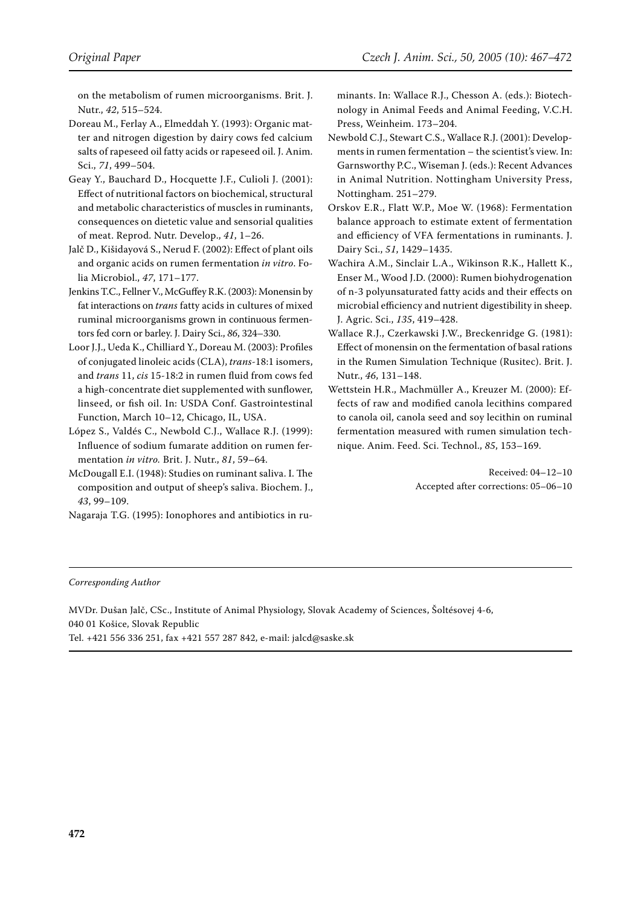on the metabolism of rumen microorganisms. Brit. J. Nutr., *42*, 515–524.

Doreau M., Ferlay A., Elmeddah Y. (1993): Organic matter and nitrogen digestion by dairy cows fed calcium salts of rapeseed oil fatty acids or rapeseed oil. J. Anim. Sci., *71*, 499–504.

Geay Y., Bauchard D., Hocquette J.F., Culioli J. (2001): Effect of nutritional factors on biochemical, structural and metabolic characteristics of muscles in ruminants, consequences on dietetic value and sensorial qualities of meat. Reprod. Nutr. Develop., *41*, 1–26.

Jalč D., Kišidayová S., Nerud F. (2002): Effect of plant oils and organic acids on rumen fermentation *in vitro*. Folia Microbiol., *47*, 171–177.

Jenkins T.C., Fellner V., McGuffey R.K. (2003): Monensin by fat interactions on *trans* fatty acids in cultures of mixed ruminal microorganisms grown in continuous fermentors fed corn or barley. J. Dairy Sci., *86*, 324–330.

Loor J.J., Ueda K., Chilliard Y., Doreau M. (2003): Profiles of conjugated linoleic acids (CLA), *trans*-18:1 isomers, and *trans* 11, *cis* 15-18:2 in rumen fluid from cows fed a high-concentrate diet supplemented with sunflower, linseed, or fish oil. In: USDA Conf. Gastrointestinal Function, March 10–12, Chicago, IL, USA.

López S., Valdés C., Newbold C.J., Wallace R.J. (1999): Influence of sodium fumarate addition on rumen fermentation *in vitro*. Brit. J. Nutr., *81*, 59–64.

McDougall E.I. (1948): Studies on ruminant saliva. I. The composition and output of sheep's saliva. Biochem. J., *43*, 99–109.

Nagaraja T.G. (1995): Ionophores and antibiotics in ruminants. In: Wallace R.J., Chesson A. (eds.): Biotechnology in Animal Feeds and Animal Feeding, V.C.H. Press, Weinheim. 173–204.

Newbold C.J., Stewart C.S., Wallace R.J. (2001): Developments in rumen fermentation – the scientist's view. In: Garnsworthy P.C., Wiseman J. (eds.): Recent Advances in Animal Nutrition. Nottingham University Press, Nottingham. 251–279.

Orskov E.R., Flatt W.P., Moe W. (1968): Fermentation balance approach to estimate extent of fermentation and efficiency of VFA fermentations in ruminants. J. Dairy Sci., *51*, 1429–1435.

Wachira A.M., Sinclair L.A., Wikinson R.K., Hallett K., Enser M., Wood J.D. (2000): Rumen biohydrogenation of n-3 polyunsaturated fatty acids and their effects on microbial efficiency and nutrient digestibility in sheep. J. Agric. Sci., *135*, 419–428.

Wallace R.J., Czerkawski J.W., Breckenridge G. (1981): Effect of monensin on the fermentation of basal rations in the Rumen Simulation Technique (Rusitec). Brit. J. Nutr., *46*, 131–148.

Wettstein H.R., Machmüller A., Kreuzer M. (2000): Effects of raw and modified canola lecithins compared to canola oil, canola seed and soy lecithin on ruminal fermentation measured with rumen simulation technique. Anim. Feed. Sci. Technol., *85*, 153–169.

Received: 04–12–10
Accepted after corrections: 05–06–10

*Corresponding Author*

MVDr. Dušan Jalč, CSc., Institute of Animal Physiology, Slovak Academy of Sciences, Šoltésovej 4-6, 040 01 Košice, Slovak Republic
Tel. +421 556 336 251, fax +421 557 287 842, e-mail: jalcd@saske.sk